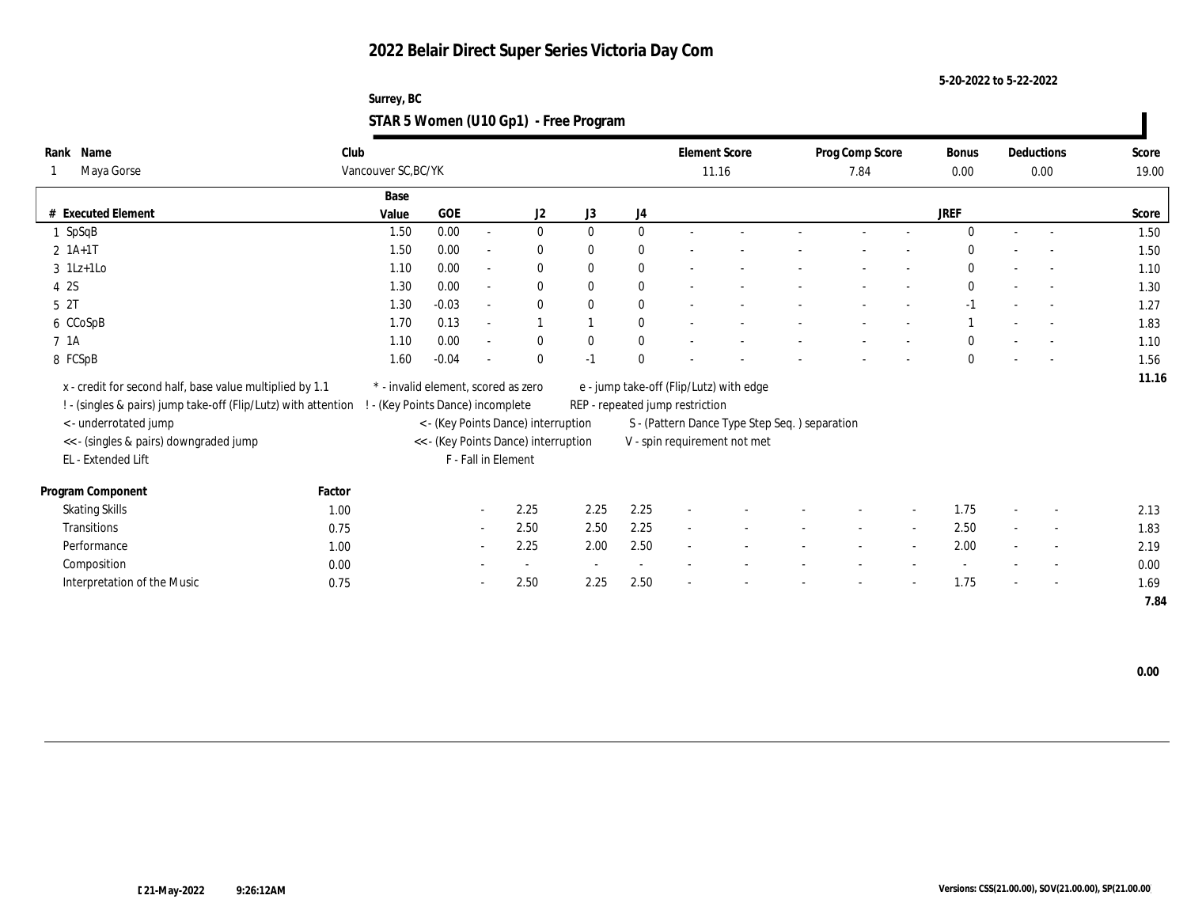# 2022 Belair Direct Super Series Victoria Day Com

5-20-2022 to 5-22-2022

Surrey, BC

## STAR 5 Women (U10 Gp1) - Free Program

| Rank | Name | Club | Element Score | Prog Comp Score | Bonus | Deductions | Score |
|---|---|---|---|---|---|---|---|
| 1 | Maya Gorse | Vancouver SC,BC/YK | 11.16 | 7.84 | 0.00 | 0.00 | 19.00 |

| # | Executed Element | Base Value | GOE | | J2 | J3 | J4 | | | | | | JREF | | | Score |
|---|---|---|---|---|---|---|---|---|---|---|---|---|---|---|---|---|
| 1 | SpSqB | 1.50 | 0.00 | - | 0 | 0 | 0 | - | - | - | - | - | 0 | - | - | 1.50 |
| 2 | 1A+1T | 1.50 | 0.00 | - | 0 | 0 | 0 | - | - | - | - | - | 0 | - | - | 1.50 |
| 3 | 1Lz+1Lo | 1.10 | 0.00 | - | 0 | 0 | 0 | - | - | - | - | - | 0 | - | - | 1.10 |
| 4 | 2S | 1.30 | 0.00 | - | 0 | 0 | 0 | - | - | - | - | - | 0 | - | - | 1.30 |
| 5 | 2T | 1.30 | -0.03 | - | 0 | 0 | 0 | - | - | - | - | - | -1 | - | - | 1.27 |
| 6 | CCoSpB | 1.70 | 0.13 | - | 1 | 1 | 0 | - | - | - | - | - | 1 | - | - | 1.83 |
| 7 | 1A | 1.10 | 0.00 | - | 0 | 0 | 0 | - | - | - | - | - | 0 | - | - | 1.10 |
| 8 | FCSpB | 1.60 | -0.04 | - | 0 | -1 | 0 | - | - | - | - | - | 0 | - | - | 1.56 |
| | | | | | | | | | | | | | | | | 11.16 |

x - credit for second half, base value multiplied by 1.1
! - (singles & pairs) jump take-off (Flip/Lutz) with attention
< - underrotated jump
<< - (singles & pairs) downgraded jump
EL - Extended Lift

\* - invalid element, scored as zero
! - (Key Points Dance) incomplete
< - (Key Points Dance) interruption
<< - (Key Points Dance) interruption
F - Fall in Element

e - jump take-off (Flip/Lutz) with edge
REP - repeated jump restriction
S - (Pattern Dance Type Step Seq. ) separation
V - spin requirement not met

| Program Component | Factor | | J2 | J3 | J4 | | | | | | JREF | | | Score |
|---|---|---|---|---|---|---|---|---|---|---|---|---|---|---|
| Skating Skills | 1.00 | - | 2.25 | 2.25 | 2.25 | - | - | - | - | - | 1.75 | - | - | 2.13 |
| Transitions | 0.75 | - | 2.50 | 2.50 | 2.25 | - | - | - | - | - | 2.50 | - | - | 1.83 |
| Performance | 1.00 | - | 2.25 | 2.00 | 2.50 | - | - | - | - | - | 2.00 | - | - | 2.19 |
| Composition | 0.00 | - | - | - | - | - | - | - | - | - | - | - | - | 0.00 |
| Interpretation of the Music | 0.75 | - | 2.50 | 2.25 | 2.50 | - | - | - | - | - | 1.75 | - | - | 1.69 |
| | | | | | | | | | | | | | | 7.84 |

0.00

[21-May-2022 9:26:12AM

Versions: CSS(21.00.00), SOV(21.00.00), SP(21.00.00)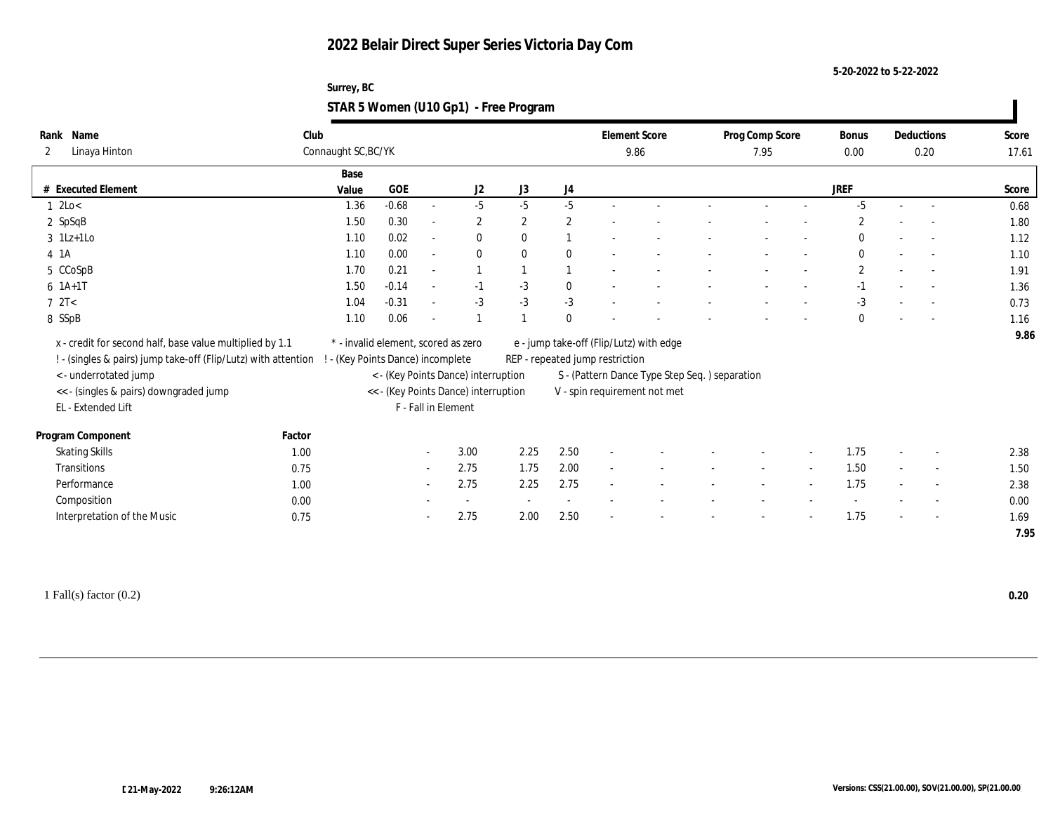# 2022 Belair Direct Super Series Victoria Day Com

5-20-2022 to 5-22-2022

Surrey, BC

## STAR 5 Women (U10 Gp1) - Free Program

| Rank | Name | Club | Element Score | Prog Comp Score | Bonus | Deductions | Score |
|---|---|---|---|---|---|---|---|
| 2 | Linaya Hinton | Connaught SC,BC/YK | 9.86 | 7.95 | 0.00 | 0.20 | 17.61 |

| # | Executed Element | Base Value | GOE | | J2 | J3 | J4 | | | | | | | JREF | | | Score |
|---|---|---|---|---|---|---|---|---|---|---|---|---|---|---|---|---|---|
| 1 | 2Lo< | 1.36 | -0.68 | - | -5 | -5 | -5 | - | - | - | - | - | - | -5 | - | - | 0.68 |
| 2 | SpSqB | 1.50 | 0.30 | - | 2 | 2 | 2 | - | - | - | - | - | - | 2 | - | - | 1.80 |
| 3 | 1Lz+1Lo | 1.10 | 0.02 | - | 0 | 0 | 1 | - | - | - | - | - | - | 0 | - | - | 1.12 |
| 4 | 1A | 1.10 | 0.00 | - | 0 | 0 | 0 | - | - | - | - | - | - | 0 | - | - | 1.10 |
| 5 | CCoSpB | 1.70 | 0.21 | - | 1 | 1 | 1 | - | - | - | - | - | - | 2 | - | - | 1.91 |
| 6 | 1A+1T | 1.50 | -0.14 | - | -1 | -3 | 0 | - | - | - | - | - | - | -1 | - | - | 1.36 |
| 7 | 2T< | 1.04 | -0.31 | - | -3 | -3 | -3 | - | - | - | - | - | - | -3 | - | - | 0.73 |
| 8 | SSpB | 1.10 | 0.06 | - | 1 | 1 | 0 | - | - | - | - | - | - | 0 | - | - | 1.16 |
| | | | | | | | | | | | | | | | | | 9.86 |

x - credit for second half, base value multiplied by 1.1
! - (singles & pairs) jump take-off (Flip/Lutz) with attention
< - underrotated jump
<< - (singles & pairs) downgraded jump
EL - Extended Lift
\* - invalid element, scored as zero
! - (Key Points Dance) incomplete
< - (Key Points Dance) interruption
<< - (Key Points Dance) interruption
F - Fall in Element
e - jump take-off (Flip/Lutz) with edge
REP - repeated jump restriction
S - (Pattern Dance Type Step Seq. ) separation
V - spin requirement not met

| Program Component | Factor | | J2 | J3 | J4 | | | | | | | JREF | | | Score |
|---|---|---|---|---|---|---|---|---|---|---|---|---|---|---|---|
| Skating Skills | 1.00 | - | 3.00 | 2.25 | 2.50 | - | - | - | - | - | - | 1.75 | - | - | 2.38 |
| Transitions | 0.75 | - | 2.75 | 1.75 | 2.00 | - | - | - | - | - | - | 1.50 | - | - | 1.50 |
| Performance | 1.00 | - | 2.75 | 2.25 | 2.75 | - | - | - | - | - | - | 1.75 | - | - | 2.38 |
| Composition | 0.00 | - | - | - | - | - | - | - | - | - | - | - | - | - | 0.00 |
| Interpretation of the Music | 0.75 | - | 2.75 | 2.00 | 2.50 | - | - | - | - | - | - | 1.75 | - | - | 1.69 |
| | | | | | | | | | | | | | | | 7.95 |

1 Fall(s) factor (0.2) **0.20**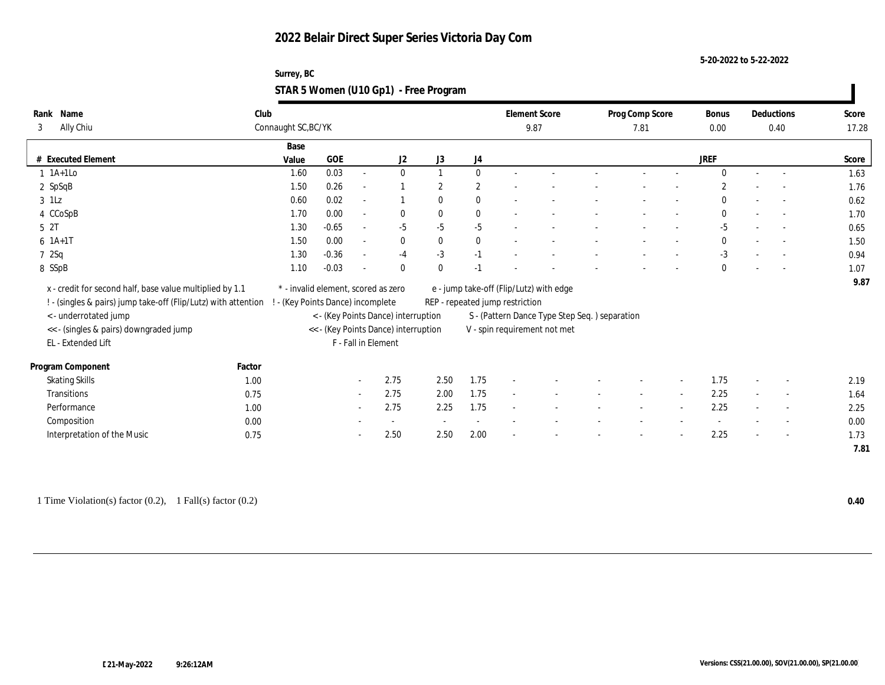# 2022 Belair Direct Super Series Victoria Day Com

5-20-2022 to 5-22-2022

Surrey, BC

## STAR 5 Women (U10 Gp1) - Free Program

| Rank | Name | Club | Element Score | Prog Comp Score | Bonus | Deductions | Score |
|---|---|---|---|---|---|---|---|
| 3 | Ally Chiu | Connaught SC,BC/YK | 9.87 | 7.81 | 0.00 | 0.40 | 17.28 |

| # | Executed Element | Base Value | GOE | | J2 | J3 | J4 | | | | | | JREF | | | Score |
|---|---|---|---|---|---|---|---|---|---|---|---|---|---|---|---|---|
| 1 | 1A+1Lo | 1.60 | 0.03 | - | 0 | 1 | 0 | - | - | - | - | - | 0 | - | - | 1.63 |
| 2 | SpSqB | 1.50 | 0.26 | - | 1 | 2 | 2 | - | - | - | - | - | 2 | - | - | 1.76 |
| 3 | 1Lz | 0.60 | 0.02 | - | 1 | 0 | 0 | - | - | - | - | - | 0 | - | - | 0.62 |
| 4 | CCoSpB | 1.70 | 0.00 | - | 0 | 0 | 0 | - | - | - | - | - | 0 | - | - | 1.70 |
| 5 | 2T | 1.30 | -0.65 | - | -5 | -5 | -5 | - | - | - | - | - | -5 | - | - | 0.65 |
| 6 | 1A+1T | 1.50 | 0.00 | - | 0 | 0 | 0 | - | - | - | - | - | 0 | - | - | 1.50 |
| 7 | 2Sq | 1.30 | -0.36 | - | -4 | -3 | -1 | - | - | - | - | - | -3 | - | - | 0.94 |
| 8 | SSpB | 1.10 | -0.03 | - | 0 | 0 | -1 | - | - | - | - | - | 0 | - | - | 1.07 |
| | | | | | | | | | | | | | | | | 9.87 |

x - credit for second half, base value multiplied by 1.1
! - (singles & pairs) jump take-off (Flip/Lutz) with attention
< - underrotated jump
<< - (singles & pairs) downgraded jump
EL - Extended Lift
* - invalid element, scored as zero
! - (Key Points Dance) incomplete
< - (Key Points Dance) interruption
<< - (Key Points Dance) interruption
F - Fall in Element
e - jump take-off (Flip/Lutz) with edge
REP - repeated jump restriction
S - (Pattern Dance Type Step Seq. ) separation
V - spin requirement not met

| Program Component | Factor | | J2 | J3 | J4 | | | | | | JREF | | | Score |
|---|---|---|---|---|---|---|---|---|---|---|---|---|---|---|
| Skating Skills | 1.00 | - | 2.75 | 2.50 | 1.75 | - | - | - | - | - | 1.75 | - | - | 2.19 |
| Transitions | 0.75 | - | 2.75 | 2.00 | 1.75 | - | - | - | - | - | 2.25 | - | - | 1.64 |
| Performance | 1.00 | - | 2.75 | 2.25 | 1.75 | - | - | - | - | - | 2.25 | - | - | 2.25 |
| Composition | 0.00 | - | - | - | - | - | - | - | - | - | - | - | - | 0.00 |
| Interpretation of the Music | 0.75 | - | 2.50 | 2.50 | 2.00 | - | - | - | - | - | 2.25 | - | - | 1.73 |
| | | | | | | | | | | | | | | 7.81 |

1 Time Violation(s) factor (0.2), 1 Fall(s) factor (0.2) **0.40**

21-May-2022 9:26:12AM

Versions: CSS(21.00.00), SOV(21.00.00), SP(21.00.00)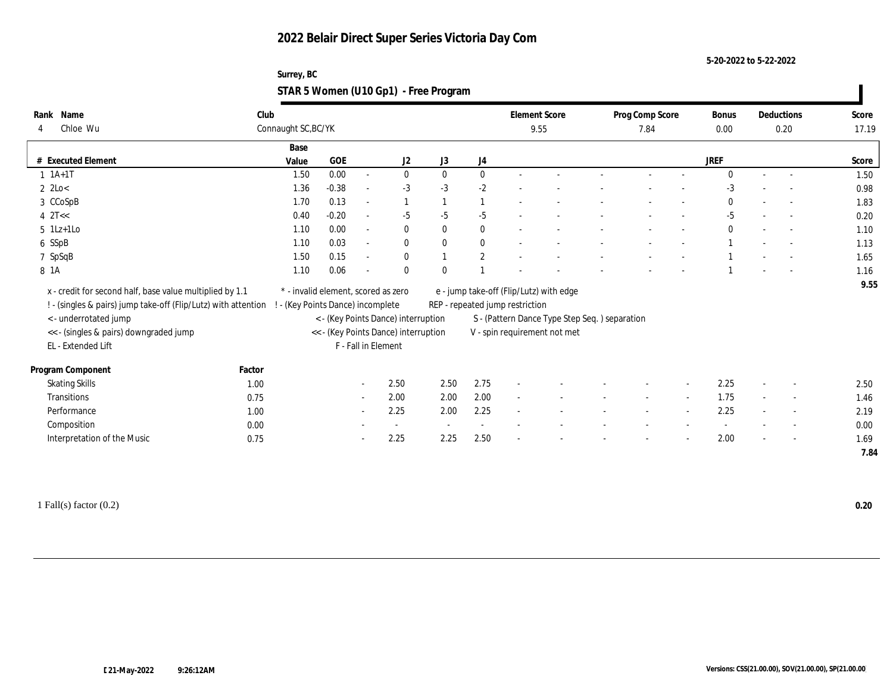# 2022 Belair Direct Super Series Victoria Day Com

5-20-2022 to 5-22-2022

Surrey, BC

## STAR 5 Women (U10 Gp1) - Free Program

| Rank | Name | Club | Element Score | Prog Comp Score | Bonus | Deductions | Score |
|---|---|---|---|---|---|---|---|
| 4 | Chloe Wu | Connaught SC,BC/YK | 9.55 | 7.84 | 0.00 | 0.20 | 17.19 |

| # | Executed Element | Base Value | GOE | | J2 | J3 | J4 | | | | | | | JREF | | | Score |
|---|---|---|---|---|---|---|---|---|---|---|---|---|---|---|---|---|---|
| 1 | 1A+1T | 1.50 | 0.00 | - | 0 | 0 | 0 | - | - | - | - | - | - | 0 | - | - | 1.50 |
| 2 | 2Lo< | 1.36 | -0.38 | - | -3 | -3 | -2 | - | - | - | - | - | - | -3 | - | - | 0.98 |
| 3 | CCoSpB | 1.70 | 0.13 | - | 1 | 1 | 1 | - | - | - | - | - | - | 0 | - | - | 1.83 |
| 4 | 2T<< | 0.40 | -0.20 | - | -5 | -5 | -5 | - | - | - | - | - | - | -5 | - | - | 0.20 |
| 5 | 1Lz+1Lo | 1.10 | 0.00 | - | 0 | 0 | 0 | - | - | - | - | - | - | 0 | - | - | 1.10 |
| 6 | SSpB | 1.10 | 0.03 | - | 0 | 0 | 0 | - | - | - | - | - | - | 1 | - | - | 1.13 |
| 7 | SpSqB | 1.50 | 0.15 | - | 0 | 1 | 2 | - | - | - | - | - | - | 1 | - | - | 1.65 |
| 8 | 1A | 1.10 | 0.06 | - | 0 | 0 | 1 | - | - | - | - | - | - | 1 | - | - | 1.16 |
| | | | | | | | | | | | | | | | | | 9.55 |

x - credit for second half, base value multiplied by 1.1
! - (singles & pairs) jump take-off (Flip/Lutz) with attention
< - underrotated jump
<< - (singles & pairs) downgraded jump
EL - Extended Lift
* - invalid element, scored as zero
! - (Key Points Dance) incomplete
< - (Key Points Dance) interruption
<< - (Key Points Dance) interruption
F - Fall in Element
e - jump take-off (Flip/Lutz) with edge
REP - repeated jump restriction
S - (Pattern Dance Type Step Seq. ) separation
V - spin requirement not met

| Program Component | Factor | | J2 | J3 | J4 | | | | | | | JREF | | | Score |
|---|---|---|---|---|---|---|---|---|---|---|---|---|---|---|---|
| Skating Skills | 1.00 | - | 2.50 | 2.50 | 2.75 | - | - | - | - | - | - | 2.25 | - | - | 2.50 |
| Transitions | 0.75 | - | 2.00 | 2.00 | 2.00 | - | - | - | - | - | - | 1.75 | - | - | 1.46 |
| Performance | 1.00 | - | 2.25 | 2.00 | 2.25 | - | - | - | - | - | - | 2.25 | - | - | 2.19 |
| Composition | 0.00 | - | - | - | - | - | - | - | - | - | - | - | - | - | 0.00 |
| Interpretation of the Music | 0.75 | - | 2.25 | 2.25 | 2.50 | - | - | - | - | - | - | 2.00 | - | - | 1.69 |
| | | | | | | | | | | | | | | | 7.84 |

1 Fall(s) factor (0.2) **0.20**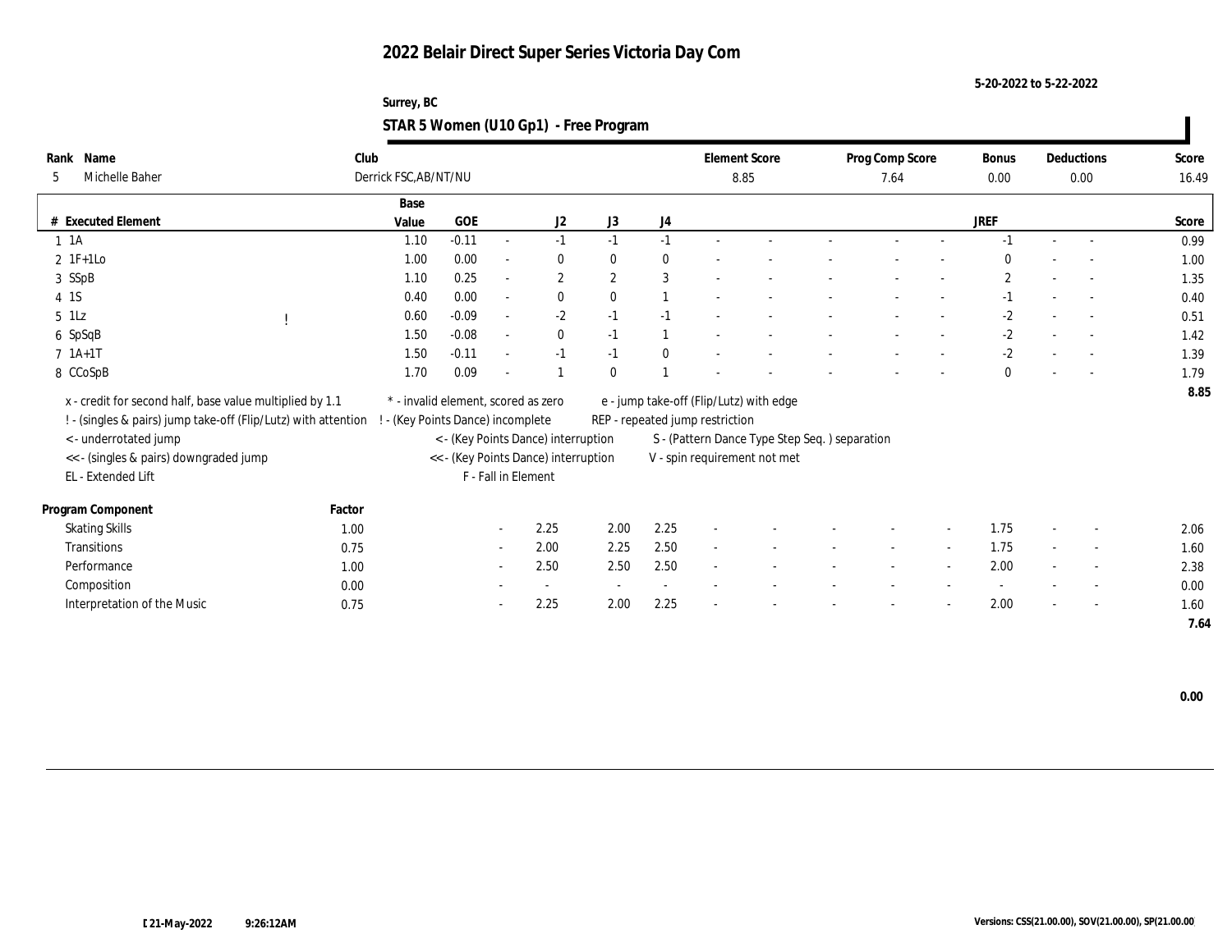# 2022 Belair Direct Super Series Victoria Day Com

5-20-2022 to 5-22-2022

Surrey, BC

## STAR 5 Women (U10 Gp1) - Free Program

| Rank | Name | Club | Element Score | Prog Comp Score | Bonus | Deductions | Score |
|---|---|---|---|---|---|---|---|
| 5 | Michelle Baher | Derrick FSC,AB/NT/NU | 8.85 | 7.64 | 0.00 | 0.00 | 16.49 |

| # | Executed Element | | Base Value | GOE | | J2 | J3 | J4 | | | | | | | JREF | | | Score |
|---|---|---|---|---|---|---|---|---|---|---|---|---|---|---|---|---|---|---|
| 1 | 1A | | 1.10 | -0.11 | - | -1 | -1 | -1 | - | - | - | - | - | - | -1 | - | - | 0.99 |
| 2 | 1F+1Lo | | 1.00 | 0.00 | - | 0 | 0 | 0 | - | - | - | - | - | - | 0 | - | - | 1.00 |
| 3 | SSpB | | 1.10 | 0.25 | - | 2 | 2 | 3 | - | - | - | - | - | - | 2 | - | - | 1.35 |
| 4 | 1S | | 0.40 | 0.00 | - | 0 | 0 | 1 | - | - | - | - | - | - | -1 | - | - | 0.40 |
| 5 | 1Lz | ! | 0.60 | -0.09 | - | -2 | -1 | -1 | - | - | - | - | - | - | -2 | - | - | 0.51 |
| 6 | SpSqB | | 1.50 | -0.08 | - | 0 | -1 | 1 | - | - | - | - | - | - | -2 | - | - | 1.42 |
| 7 | 1A+1T | | 1.50 | -0.11 | - | -1 | -1 | 0 | - | - | - | - | - | - | -2 | - | - | 1.39 |
| 8 | CCoSpB | | 1.70 | 0.09 | - | 1 | 0 | 1 | - | - | - | - | - | - | 0 | - | - | 1.79 |
| | | | | | | | | | | | | | | | | | | 8.85 |

x - credit for second half, base value multiplied by 1.1
! - (singles & pairs) jump take-off (Flip/Lutz) with attention
< - underrotated jump
<< - (singles & pairs) downgraded jump
EL - Extended Lift
\* - invalid element, scored as zero
! - (Key Points Dance) incomplete
< - (Key Points Dance) interruption
<< - (Key Points Dance) interruption
F - Fall in Element
e - jump take-off (Flip/Lutz) with edge
REP - repeated jump restriction
S - (Pattern Dance Type Step Seq. ) separation
V - spin requirement not met

| Program Component | Factor | | J2 | J3 | J4 | | | | | | | JREF | | | Score |
|---|---|---|---|---|---|---|---|---|---|---|---|---|---|---|---|
| Skating Skills | 1.00 | - | 2.25 | 2.00 | 2.25 | - | - | - | - | - | - | 1.75 | - | - | 2.06 |
| Transitions | 0.75 | - | 2.00 | 2.25 | 2.50 | - | - | - | - | - | - | 1.75 | - | - | 1.60 |
| Performance | 1.00 | - | 2.50 | 2.50 | 2.50 | - | - | - | - | - | - | 2.00 | - | - | 2.38 |
| Composition | 0.00 | - | - | - | - | - | - | - | - | - | - | - | - | - | 0.00 |
| Interpretation of the Music | 0.75 | - | 2.25 | 2.00 | 2.25 | - | - | - | - | - | - | 2.00 | - | - | 1.60 |
| | | | | | | | | | | | | | | | 7.64 |

0.00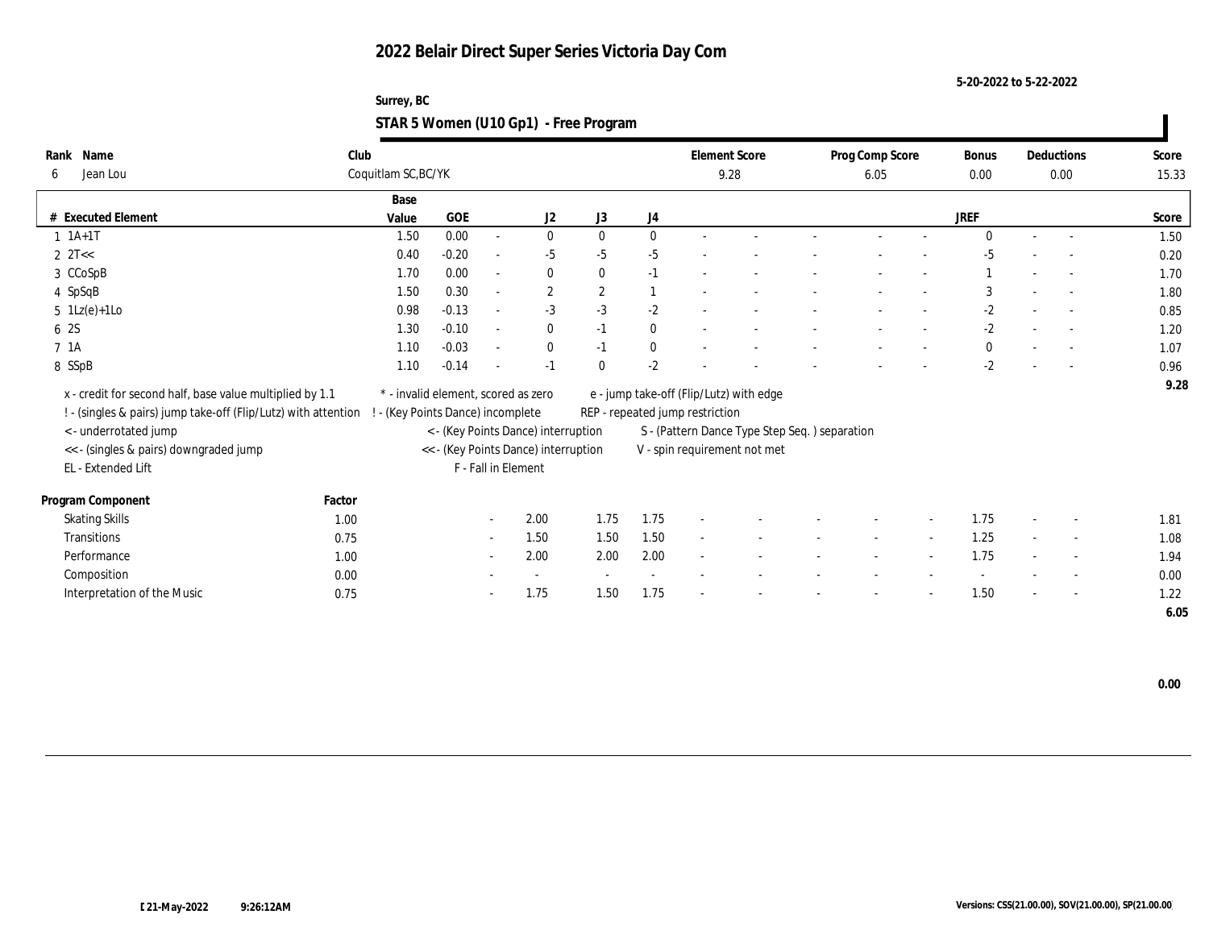# 2022 Belair Direct Super Series Victoria Day Com

5-20-2022 to 5-22-2022

Surrey, BC

## STAR 5 Women (U10 Gp1) - Free Program

| Rank | Name | Club | Element Score | Prog Comp Score | Bonus | Deductions | Score |
|---|---|---|---|---|---|---|---|
| 6 | Jean Lou | Coquitlam SC,BC/YK | 9.28 | 6.05 | 0.00 | 0.00 | 15.33 |

| # | Executed Element | Base Value | GOE | | J2 | J3 | J4 | | | | | | | JREF | | | Score |
|---|---|---|---|---|---|---|---|---|---|---|---|---|---|---|---|---|---|
| 1 | 1A+1T | 1.50 | 0.00 | - | 0 | 0 | 0 | - | - | - | - | - | | 0 | - | - | 1.50 |
| 2 | 2T<< | 0.40 | -0.20 | - | -5 | -5 | -5 | - | - | - | - | - | | -5 | - | - | 0.20 |
| 3 | CCoSpB | 1.70 | 0.00 | - | 0 | 0 | -1 | - | - | - | - | - | | 1 | - | - | 1.70 |
| 4 | SpSqB | 1.50 | 0.30 | - | 2 | 2 | 1 | - | - | - | - | - | | 3 | - | - | 1.80 |
| 5 | 1Lz(e)+1Lo | 0.98 | -0.13 | - | -3 | -3 | -2 | - | - | - | - | - | | -2 | - | - | 0.85 |
| 6 | 2S | 1.30 | -0.10 | - | 0 | -1 | 0 | - | - | - | - | - | | -2 | - | - | 1.20 |
| 7 | 1A | 1.10 | -0.03 | - | 0 | -1 | 0 | - | - | - | - | - | | 0 | - | - | 1.07 |
| 8 | SSpB | 1.10 | -0.14 | - | -1 | 0 | -2 | - | - | - | - | - | | -2 | - | - | 0.96 |
| | | | | | | | | | | | | | | | | | 9.28 |

x - credit for second half, base value multiplied by 1.1
! - (singles & pairs) jump take-off (Flip/Lutz) with attention
< - underrotated jump
<< - (singles & pairs) downgraded jump
EL - Extended Lift
* - invalid element, scored as zero
! - (Key Points Dance) incomplete
< - (Key Points Dance) interruption
<< - (Key Points Dance) interruption
F - Fall in Element
e - jump take-off (Flip/Lutz) with edge
REP - repeated jump restriction
S - (Pattern Dance Type Step Seq. ) separation
V - spin requirement not met

| Program Component | Factor | | J2 | J3 | J4 | | | | | | | JREF | | | Score |
|---|---|---|---|---|---|---|---|---|---|---|---|---|---|---|---|
| Skating Skills | 1.00 | - | 2.00 | 1.75 | 1.75 | - | - | - | - | - | - | 1.75 | - | - | 1.81 |
| Transitions | 0.75 | - | 1.50 | 1.50 | 1.50 | - | - | - | - | - | - | 1.25 | - | - | 1.08 |
| Performance | 1.00 | - | 2.00 | 2.00 | 2.00 | - | - | - | - | - | - | 1.75 | - | - | 1.94 |
| Composition | 0.00 | - | - | - | - | - | - | - | - | - | - | - | - | - | 0.00 |
| Interpretation of the Music | 0.75 | - | 1.75 | 1.50 | 1.75 | - | - | - | - | - | - | 1.50 | - | - | 1.22 |
| | | | | | | | | | | | | | | | 6.05 |

0.00

21-May-2022 9:26:12AM

Versions: CSS(21.00.00), SOV(21.00.00), SP(21.00.00)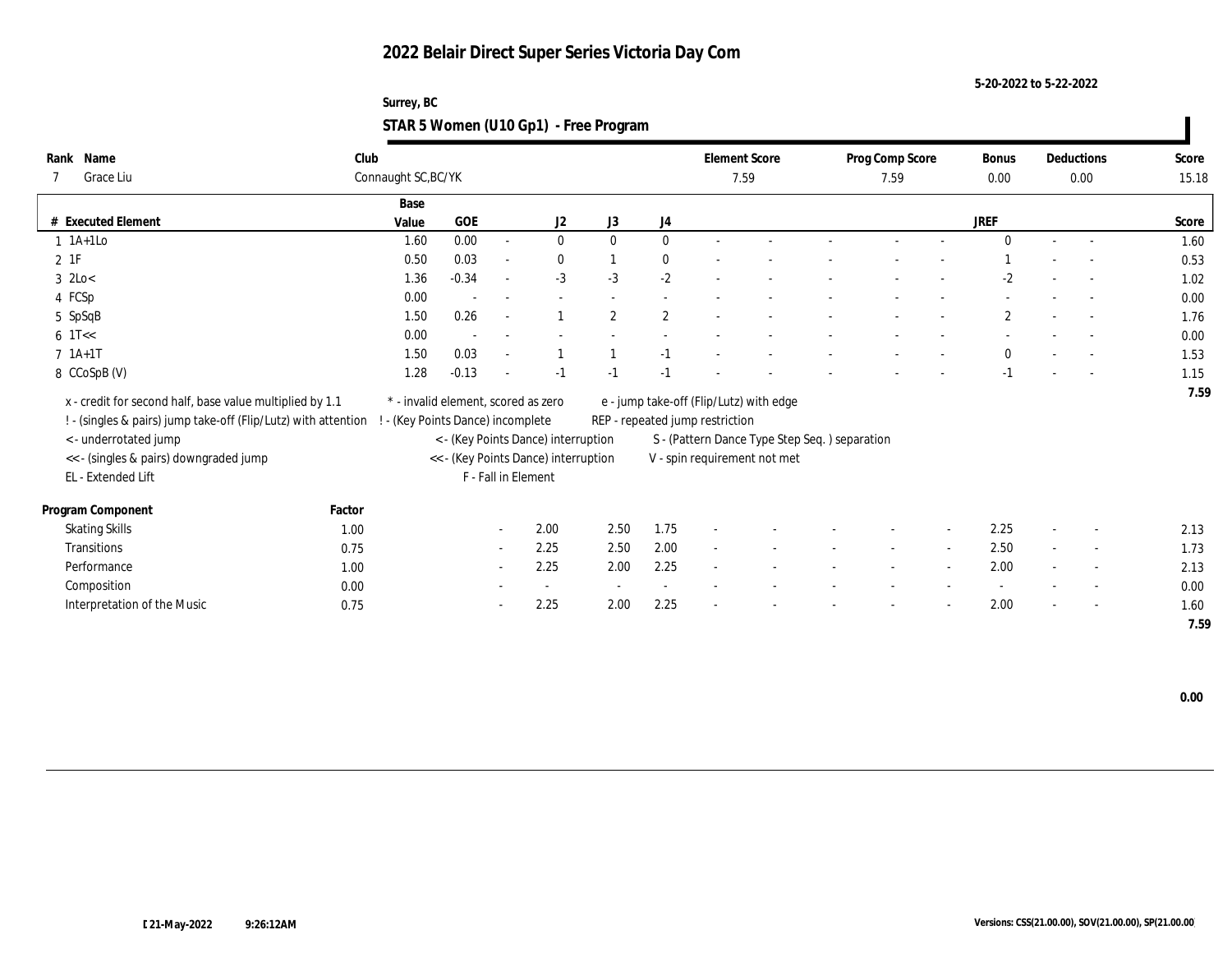# 2022 Belair Direct Super Series Victoria Day Com

5-20-2022 to 5-22-2022

Surrey, BC

## STAR 5 Women (U10 Gp1) - Free Program

| Rank | Name | Club | Element Score | Prog Comp Score | Bonus | Deductions | Score |
|---|---|---|---|---|---|---|---|
| 7 | Grace Liu | Connaught SC,BC/YK | 7.59 | 7.59 | 0.00 | 0.00 | 15.18 |

| # | Executed Element | Base Value | GOE | | J2 | J3 | J4 | | | | | | | JREF | | | Score |
|---|---|---|---|---|---|---|---|---|---|---|---|---|---|---|---|---|---|
| 1 | 1A+1Lo | 1.60 | 0.00 | - | 0 | 0 | 0 | - | - | - | - | - | | 0 | - | - | 1.60 |
| 2 | 1F | 0.50 | 0.03 | - | 0 | 1 | 0 | - | - | - | - | - | | 1 | - | - | 0.53 |
| 3 | 2Lo< | 1.36 | -0.34 | - | -3 | -3 | -2 | - | - | - | - | - | | -2 | - | - | 1.02 |
| 4 | FCSp | 0.00 | - | - | - | - | - | - | - | - | - | - | | - | - | - | 0.00 |
| 5 | SpSqB | 1.50 | 0.26 | - | 1 | 2 | 2 | - | - | - | - | - | | 2 | - | - | 1.76 |
| 6 | 1T<< | 0.00 | - | - | - | - | - | - | - | - | - | - | | - | - | - | 0.00 |
| 7 | 1A+1T | 1.50 | 0.03 | - | 1 | 1 | -1 | - | - | - | - | - | | 0 | - | - | 1.53 |
| 8 | CCoSpB (V) | 1.28 | -0.13 | - | -1 | -1 | -1 | - | - | - | - | - | | -1 | - | - | 1.15 |
| | | | | | | | | | | | | | | | | | 7.59 |

x - credit for second half, base value multiplied by 1.1
! - (singles & pairs) jump take-off (Flip/Lutz) with attention
< - underrotated jump
<< - (singles & pairs) downgraded jump
EL - Extended Lift
\* - invalid element, scored as zero
! - (Key Points Dance) incomplete
< - (Key Points Dance) interruption
<< - (Key Points Dance) interruption
F - Fall in Element
e - jump take-off (Flip/Lutz) with edge
REP - repeated jump restriction
S - (Pattern Dance Type Step Seq. ) separation
V - spin requirement not met

| Program Component | Factor | | J2 | J3 | J4 | | | | | | | JREF | | | Score |
|---|---|---|---|---|---|---|---|---|---|---|---|---|---|---|---|
| Skating Skills | 1.00 | - | 2.00 | 2.50 | 1.75 | - | - | - | - | - | - | 2.25 | - | - | 2.13 |
| Transitions | 0.75 | - | 2.25 | 2.50 | 2.00 | - | - | - | - | - | - | 2.50 | - | - | 1.73 |
| Performance | 1.00 | - | 2.25 | 2.00 | 2.25 | - | - | - | - | - | - | 2.00 | - | - | 2.13 |
| Composition | 0.00 | - | - | - | - | - | - | - | - | - | - | - | - | - | 0.00 |
| Interpretation of the Music | 0.75 | - | 2.25 | 2.00 | 2.25 | - | - | - | - | - | - | 2.00 | - | - | 1.60 |
| | | | | | | | | | | | | | | | 7.59 |

0.00

21-May-2022 9:26:12AM

Versions: CSS(21.00.00), SOV(21.00.00), SP(21.00.00)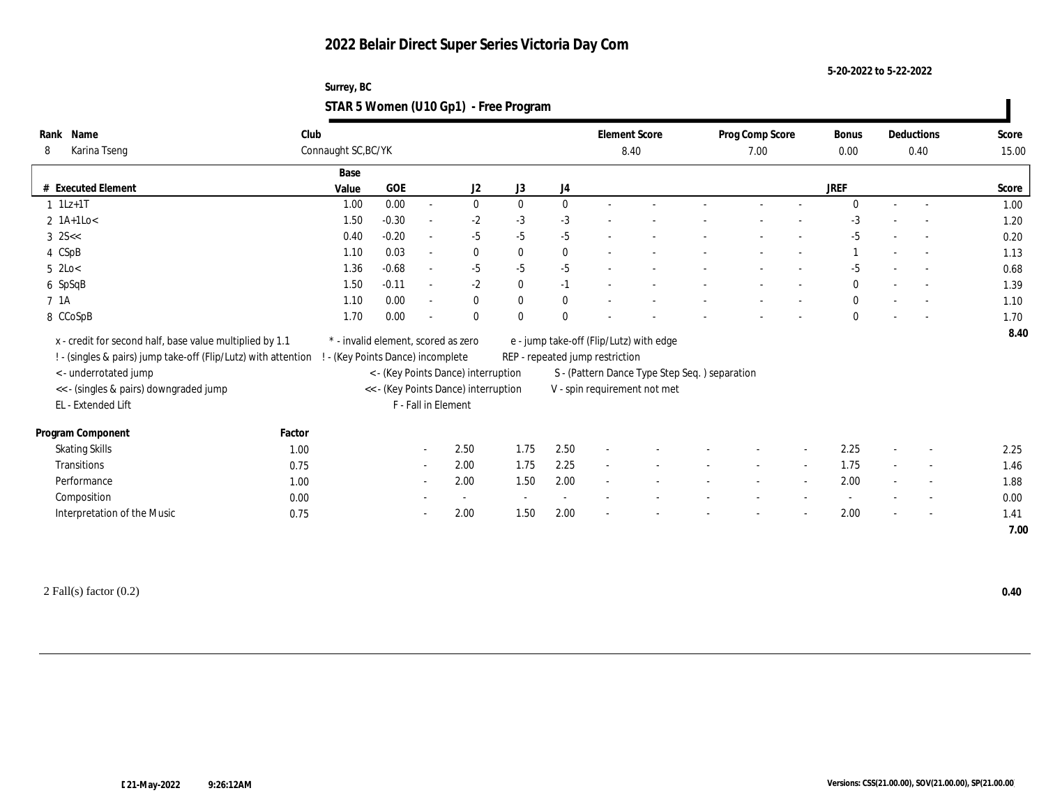# 2022 Belair Direct Super Series Victoria Day Com

5-20-2022 to 5-22-2022

Surrey, BC

## STAR 5 Women (U10 Gp1) - Free Program

| Rank | Name | Club | Element Score | Prog Comp Score | Bonus | Deductions | Score |
|---|---|---|---|---|---|---|---|
| 8 | Karina Tseng | Connaught SC,BC/YK | 8.40 | 7.00 | 0.00 | 0.40 | 15.00 |

| # | Executed Element | Base Value | GOE | | J2 | J3 | J4 | | | | | | | JREF | | | Score |
|---|---|---|---|---|---|---|---|---|---|---|---|---|---|---|---|---|---|
| 1 | 1Lz+1T | 1.00 | 0.00 | - | 0 | 0 | 0 | - | - | - | - | - | | 0 | - | - | 1.00 |
| 2 | 1A+1Lo< | 1.50 | -0.30 | - | -2 | -3 | -3 | - | - | - | - | - | | -3 | - | - | 1.20 |
| 3 | 2S<< | 0.40 | -0.20 | - | -5 | -5 | -5 | - | - | - | - | - | | -5 | - | - | 0.20 |
| 4 | CSpB | 1.10 | 0.03 | - | 0 | 0 | 0 | - | - | - | - | - | | 1 | - | - | 1.13 |
| 5 | 2Lo< | 1.36 | -0.68 | - | -5 | -5 | -5 | - | - | - | - | - | | -5 | - | - | 0.68 |
| 6 | SpSqB | 1.50 | -0.11 | - | -2 | 0 | -1 | - | - | - | - | - | | 0 | - | - | 1.39 |
| 7 | 1A | 1.10 | 0.00 | - | 0 | 0 | 0 | - | - | - | - | - | | 0 | - | - | 1.10 |
| 8 | CCoSpB | 1.70 | 0.00 | - | 0 | 0 | 0 | - | - | - | - | - | | 0 | - | - | 1.70 |
| | | | | | | | | | | | | | | | | | 8.40 |

x - credit for second half, base value multiplied by 1.1
! - (singles & pairs) jump take-off (Flip/Lutz) with attention
< - underrotated jump
<< - (singles & pairs) downgraded jump
EL - Extended Lift

* - invalid element, scored as zero
! - (Key Points Dance) incomplete
< - (Key Points Dance) interruption
<< - (Key Points Dance) interruption
F - Fall in Element

e - jump take-off (Flip/Lutz) with edge
REP - repeated jump restriction
S - (Pattern Dance Type Step Seq. ) separation
V - spin requirement not met

| Program Component | Factor | | J2 | J3 | J4 | | | | | | | JREF | | | Score |
|---|---|---|---|---|---|---|---|---|---|---|---|---|---|---|---|
| Skating Skills | 1.00 | - | 2.50 | 1.75 | 2.50 | - | - | - | - | - | - | 2.25 | - | - | 2.25 |
| Transitions | 0.75 | - | 2.00 | 1.75 | 2.25 | - | - | - | - | - | - | 1.75 | - | - | 1.46 |
| Performance | 1.00 | - | 2.00 | 1.50 | 2.00 | - | - | - | - | - | - | 2.00 | - | - | 1.88 |
| Composition | 0.00 | - | - | - | - | - | - | - | - | - | - | - | - | - | 0.00 |
| Interpretation of the Music | 0.75 | - | 2.00 | 1.50 | 2.00 | - | - | - | - | - | - | 2.00 | - | - | 1.41 |
| | | | | | | | | | | | | | | | 7.00 |

2 Fall(s) factor (0.2) **0.40**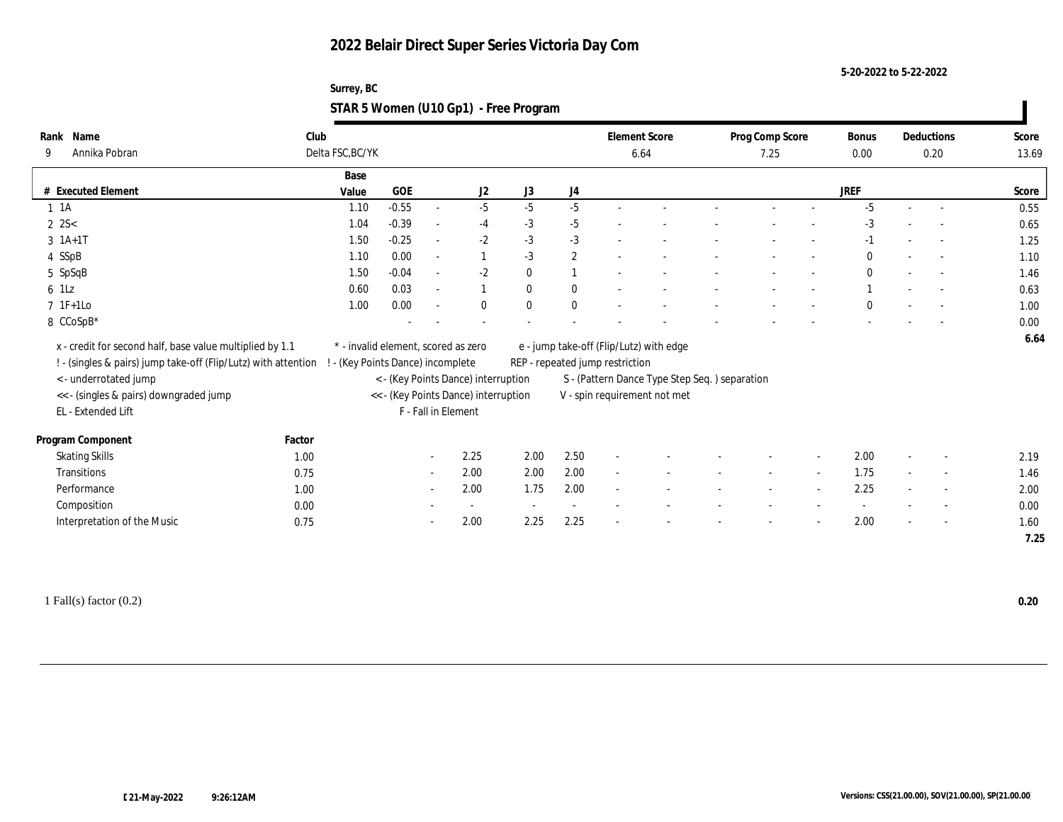# 2022 Belair Direct Super Series Victoria Day Com

5-20-2022 to 5-22-2022

Surrey, BC

## STAR 5 Women (U10 Gp1) - Free Program

| Rank | Name | Club | Element Score | Prog Comp Score | Bonus | Deductions | Score |
|---|---|---|---|---|---|---|---|
| 9 | Annika Pobran | Delta FSC,BC/YK | 6.64 | 7.25 | 0.00 | 0.20 | 13.69 |

| # | Executed Element | Base Value | GOE | | J2 | J3 | J4 | | | | | | | JREF | | | Score |
|---|---|---|---|---|---|---|---|---|---|---|---|---|---|---|---|---|---|
| 1 | 1A | 1.10 | -0.55 | - | -5 | -5 | -5 | - | - | - | - | - | - | -5 | - | - | 0.55 |
| 2 | 2S< | 1.04 | -0.39 | - | -4 | -3 | -5 | - | - | - | - | - | - | -3 | - | - | 0.65 |
| 3 | 1A+1T | 1.50 | -0.25 | - | -2 | -3 | -3 | - | - | - | - | - | - | -1 | - | - | 1.25 |
| 4 | SSpB | 1.10 | 0.00 | - | 1 | -3 | 2 | - | - | - | - | - | - | 0 | - | - | 1.10 |
| 5 | SpSqB | 1.50 | -0.04 | - | -2 | 0 | 1 | - | - | - | - | - | - | 0 | - | - | 1.46 |
| 6 | 1Lz | 0.60 | 0.03 | - | 1 | 0 | 0 | - | - | - | - | - | - | 1 | - | - | 0.63 |
| 7 | 1F+1Lo | 1.00 | 0.00 | - | 0 | 0 | 0 | - | - | - | - | - | - | 0 | - | - | 1.00 |
| 8 | CCoSpB* | | - | - | - | - | - | - | - | - | - | - | - | - | - | - | 0.00 |
| | | | | | | | | | | | | | | | | | 6.64 |

x - credit for second half, base value multiplied by 1.1
! - (singles & pairs) jump take-off (Flip/Lutz) with attention
< - underrotated jump
<< - (singles & pairs) downgraded jump
EL - Extended Lift
* - invalid element, scored as zero
! - (Key Points Dance) incomplete
< - (Key Points Dance) interruption
<< - (Key Points Dance) interruption
F - Fall in Element
e - jump take-off (Flip/Lutz) with edge
REP - repeated jump restriction
S - (Pattern Dance Type Step Seq. ) separation
V - spin requirement not met

| Program Component | Factor | | J2 | J3 | J4 | | | | | | | JREF | | | Score |
|---|---|---|---|---|---|---|---|---|---|---|---|---|---|---|---|
| Skating Skills | 1.00 | - | 2.25 | 2.00 | 2.50 | - | - | - | - | - | - | 2.00 | - | - | 2.19 |
| Transitions | 0.75 | - | 2.00 | 2.00 | 2.00 | - | - | - | - | - | - | 1.75 | - | - | 1.46 |
| Performance | 1.00 | - | 2.00 | 1.75 | 2.00 | - | - | - | - | - | - | 2.25 | - | - | 2.00 |
| Composition | 0.00 | - | - | - | - | - | - | - | - | - | - | - | - | - | 0.00 |
| Interpretation of the Music | 0.75 | - | 2.00 | 2.25 | 2.25 | - | - | - | - | - | - | 2.00 | - | - | 1.60 |
| | | | | | | | | | | | | | | | 7.25 |

1 Fall(s) factor (0.2) **0.20**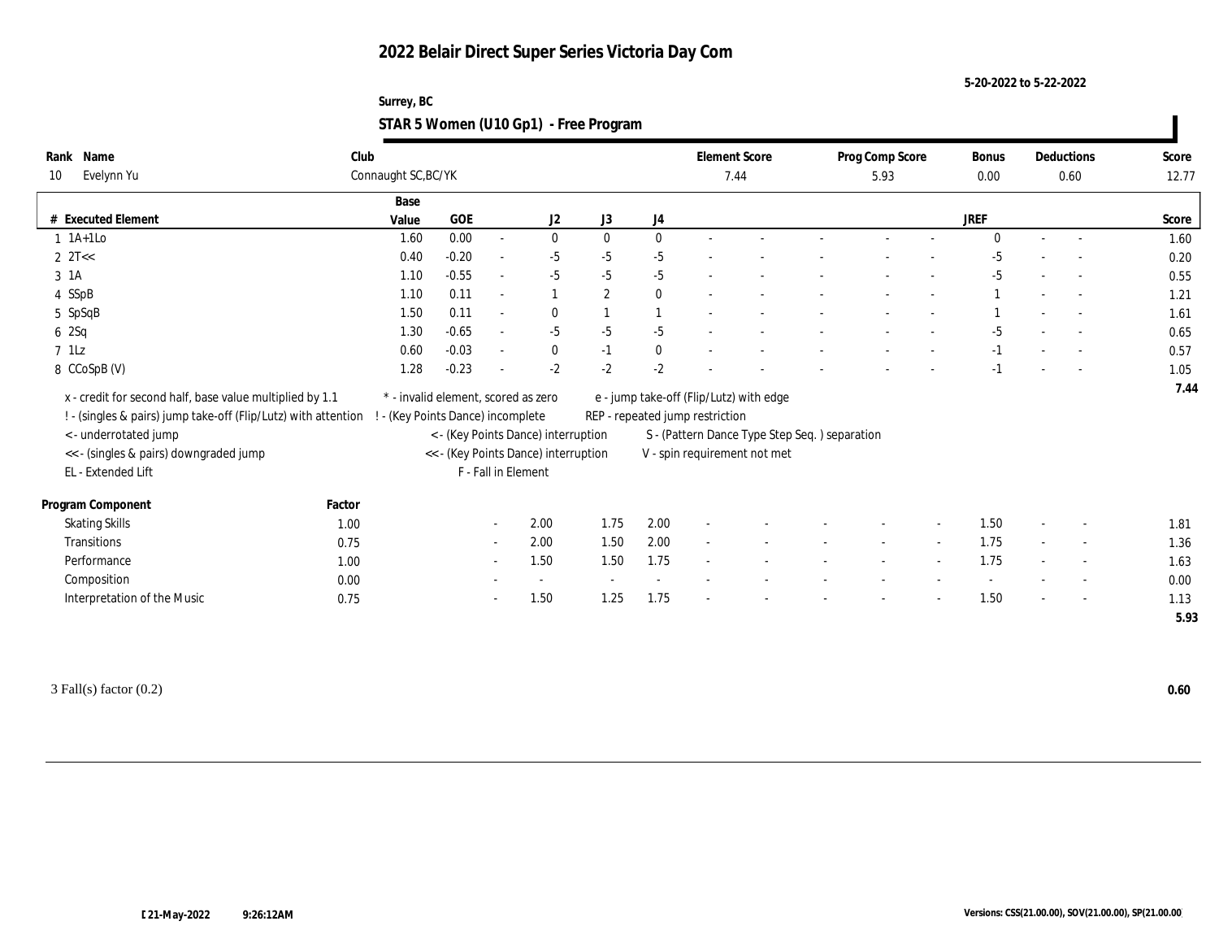# 2022 Belair Direct Super Series Victoria Day Com

5-20-2022 to 5-22-2022

Surrey, BC

## STAR 5 Women (U10 Gp1) - Free Program

| Rank | Name | Club | Element Score | Prog Comp Score | Bonus | Deductions | Score |
|---|---|---|---|---|---|---|---|
| 10 | Evelynn Yu | Connaught SC,BC/YK | 7.44 | 5.93 | 0.00 | 0.60 | 12.77 |

| # | Executed Element | Base Value | GOE | | J2 | J3 | J4 | | | | | | | JREF | | | Score |
|---|---|---|---|---|---|---|---|---|---|---|---|---|---|---|---|---|---|
| 1 | 1A+1Lo | 1.60 | 0.00 | - | 0 | 0 | 0 | - | - | - | - | - | - | 0 | - | - | 1.60 |
| 2 | 2T<< | 0.40 | -0.20 | - | -5 | -5 | -5 | - | - | - | - | - | - | -5 | - | - | 0.20 |
| 3 | 1A | 1.10 | -0.55 | - | -5 | -5 | -5 | - | - | - | - | - | - | -5 | - | - | 0.55 |
| 4 | SSpB | 1.10 | 0.11 | - | 1 | 2 | 0 | - | - | - | - | - | - | 1 | - | - | 1.21 |
| 5 | SpSqB | 1.50 | 0.11 | - | 0 | 1 | 1 | - | - | - | - | - | - | 1 | - | - | 1.61 |
| 6 | 2Sq | 1.30 | -0.65 | - | -5 | -5 | -5 | - | - | - | - | - | - | -5 | - | - | 0.65 |
| 7 | 1Lz | 0.60 | -0.03 | - | 0 | -1 | 0 | - | - | - | - | - | - | -1 | - | - | 0.57 |
| 8 | CCoSpB (V) | 1.28 | -0.23 | - | -2 | -2 | -2 | - | - | - | - | - | - | -1 | - | - | 1.05 |
| | | | | | | | | | | | | | | | | | 7.44 |

x - credit for second half, base value multiplied by 1.1
! - (singles & pairs) jump take-off (Flip/Lutz) with attention
< - underrotated jump
<< - (singles & pairs) downgraded jump
EL - Extended Lift
* - invalid element, scored as zero
! - (Key Points Dance) incomplete
< - (Key Points Dance) interruption
<< - (Key Points Dance) interruption
F - Fall in Element
e - jump take-off (Flip/Lutz) with edge
REP - repeated jump restriction
S - (Pattern Dance Type Step Seq. ) separation
V - spin requirement not met

| Program Component | Factor | | J2 | J3 | J4 | | | | | | | JREF | | | Score |
|---|---|---|---|---|---|---|---|---|---|---|---|---|---|---|---|
| Skating Skills | 1.00 | - | 2.00 | 1.75 | 2.00 | - | - | - | - | - | - | 1.50 | - | - | 1.81 |
| Transitions | 0.75 | - | 2.00 | 1.50 | 2.00 | - | - | - | - | - | - | 1.75 | - | - | 1.36 |
| Performance | 1.00 | - | 1.50 | 1.50 | 1.75 | - | - | - | - | - | - | 1.75 | - | - | 1.63 |
| Composition | 0.00 | - | - | - | - | - | - | - | - | - | - | - | - | - | 0.00 |
| Interpretation of the Music | 0.75 | - | 1.50 | 1.25 | 1.75 | - | - | - | - | - | - | 1.50 | - | - | 1.13 |
| | | | | | | | | | | | | | | | 5.93 |

3 Fall(s) factor (0.2) **0.60**